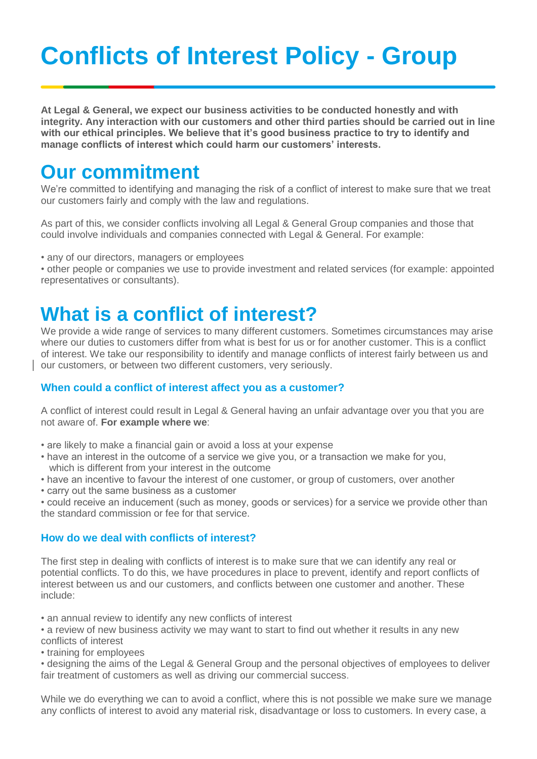# Conflicts of Interest Policy - Group

**At Legal & General, we expect our business activities to be conducted honestly and with integrity. Any interaction with our customers and other third parties should be carried out in line with our ethical principles. We believe that it's good business practice to try to identify and manage conflicts of interest which could harm our customers' interests.**

## Our commitment

We're committed to identifying and managing the risk of a conflict of interest to make sure that we treat our customers fairly and comply with the law and regulations.

As part of this, we consider conflicts involving all Legal & General Group companies and those that could involve individuals and companies connected with Legal & General. For example:

- any of our directors, managers or employees
- other people or companies we use to provide investment and related services (for example: appointed representatives or consultants).

## What is a conflict of interest?

We provide a wide range of services to many different customers. Sometimes circumstances may arise where our duties to customers differ from what is best for us or for another customer. This is a conflict of interest. We take our responsibility to identify and manage conflicts of interest fairly between us and our customers, or between two different customers, very seriously.

### When could a conflict of interest affect you as a customer?

A conflict of interest could result in Legal & General having an unfair advantage over you that you are not aware of. **For example where we**:

- are likely to make a financial gain or avoid a loss at your expense
- have an interest in the outcome of a service we give you, or a transaction we make for you, which is different from your interest in the outcome
- have an incentive to favour the interest of one customer, or group of customers, over another
- carry out the same business as a customer
- could receive an inducement (such as money, goods or services) for a service we provide other than the standard commission or fee for that service.

### How do we deal with conflicts of interest?

The first step in dealing with conflicts of interest is to make sure that we can identify any real or potential conflicts. To do this, we have procedures in place to prevent, identify and report conflicts of interest between us and our customers, and conflicts between one customer and another. These include:

- an annual review to identify any new conflicts of interest
- a review of new business activity we may want to start to find out whether it results in any new conflicts of interest
- training for employees
- designing the aims of the Legal & General Group and the personal objectives of employees to deliver fair treatment of customers as well as driving our commercial success.

While we do everything we can to avoid a conflict, where this is not possible we make sure we manage any conflicts of interest to avoid any material risk, disadvantage or loss to customers. In every case, a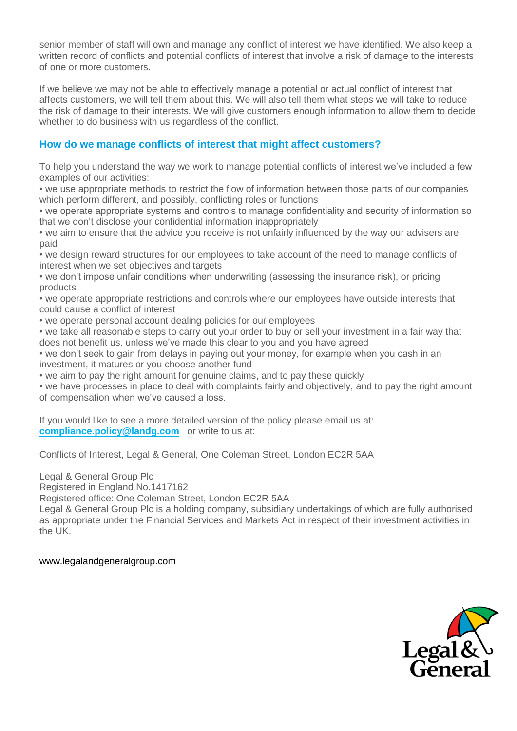senior member of staff will own and manage any conflict of interest we have identified. We also keep a written record of conflicts and potential conflicts of interest that involve a risk of damage to the interests of one or more customers.

If we believe we may not be able to effectively manage a potential or actual conflict of interest that affects customers, we will tell them about this. We will also tell them what steps we will take to reduce the risk of damage to their interests. We will give customers enough information to allow them to decide whether to do business with us regardless of the conflict.

## How do we manage conflicts of interest that might affect customers?

To help you understand the way we work to manage potential conflicts of interest we've included a few examples of our activities:

- we use appropriate methods to restrict the flow of information between those parts of our companies which perform different, and possibly, conflicting roles or functions
- we operate appropriate systems and controls to manage confidentiality and security of information so that we don't disclose your confidential information inappropriately
- we aim to ensure that the advice you receive is not unfairly influenced by the way our advisers are paid
- we design reward structures for our employees to take account of the need to manage conflicts of interest when we set objectives and targets
- we don't impose unfair conditions when underwriting (assessing the insurance risk), or pricing products
- we operate appropriate restrictions and controls where our employees have outside interests that could cause a conflict of interest
- we operate personal account dealing policies for our employees
- we take all reasonable steps to carry out your order to buy or sell your investment in a fair way that does not benefit us, unless we've made this clear to you and you have agreed
- we don't seek to gain from delays in paying out your money, for example when you cash in an investment, it matures or you choose another fund
- we aim to pay the right amount for genuine claims, and to pay these quickly
- we have processes in place to deal with complaints fairly and objectively, and to pay the right amount of compensation when we've caused a loss.

If you would like to see a more detailed version of the policy please email us at: **compliance.policy@landg.com** or write to us at:

Conflicts of Interest, Legal & General, One Coleman Street, London EC2R 5AA

Legal & General Group Plc
Registered in England No.1417162
Registered office: One Coleman Street, London EC2R 5AA
Legal & General Group Plc is a holding company, subsidiary undertakings of which are fully authorised as appropriate under the Financial Services and Markets Act in respect of their investment activities in the UK.

www.legalandgeneralgroup.com

Legal & General